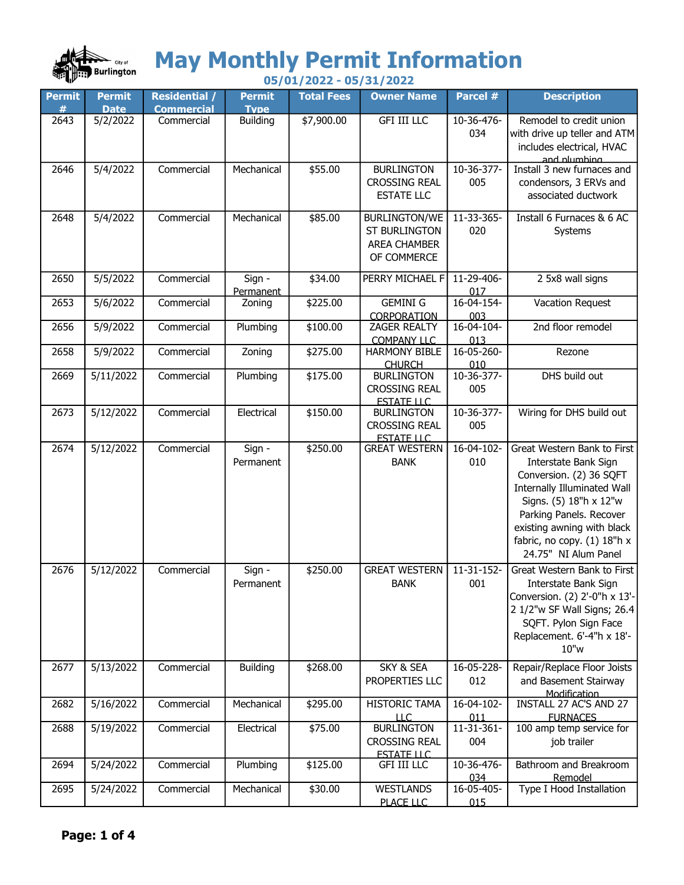# May Monthly Permit Information

## 05/01/2022 - 05/31/2022

| Permit # | Permit Date | Residential / Commercial | Permit Type | Total Fees | Owner Name | Parcel # | Description |
|---|---|---|---|---|---|---|---|
| 2643 | 5/2/2022 | Commercial | Building | $7,900.00 | GFI III LLC | 10-36-476-034 | Remodel to credit union with drive up teller and ATM includes electrical, HVAC and plumbing |
| 2646 | 5/4/2022 | Commercial | Mechanical | $55.00 | BURLINGTON CROSSING REAL ESTATE LLC | 10-36-377-005 | Install 3 new furnaces and condensors, 3 ERVs and associated ductwork |
| 2648 | 5/4/2022 | Commercial | Mechanical | $85.00 | BURLINGTON/WEST BURLINGTON AREA CHAMBER OF COMMERCE | 11-33-365-020 | Install 6 Furnaces & 6 AC Systems |
| 2650 | 5/5/2022 | Commercial | Sign - Permanent | $34.00 | PERRY MICHAEL F | 11-29-406-017 | 2 5x8 wall signs |
| 2653 | 5/6/2022 | Commercial | Zoning | $225.00 | GEMINI G CORPORATION | 16-04-154-003 | Vacation Request |
| 2656 | 5/9/2022 | Commercial | Plumbing | $100.00 | ZAGER REALTY COMPANY LLC | 16-04-104-013 | 2nd floor remodel |
| 2658 | 5/9/2022 | Commercial | Zoning | $275.00 | HARMONY BIBLE CHURCH | 16-05-260-010 | Rezone |
| 2669 | 5/11/2022 | Commercial | Plumbing | $175.00 | BURLINGTON CROSSING REAL ESTATE LLC | 10-36-377-005 | DHS build out |
| 2673 | 5/12/2022 | Commercial | Electrical | $150.00 | BURLINGTON CROSSING REAL ESTATE LLC | 10-36-377-005 | Wiring for DHS build out |
| 2674 | 5/12/2022 | Commercial | Sign - Permanent | $250.00 | GREAT WESTERN BANK | 16-04-102-010 | Great Western Bank to First Interstate Bank Sign Conversion. (2) 36 SQFT Internally Illuminated Wall Signs. (5) 18"h x 12"w Parking Panels. Recover existing awning with black fabric, no copy. (1) 18"h x 24.75" NI Alum Panel |
| 2676 | 5/12/2022 | Commercial | Sign - Permanent | $250.00 | GREAT WESTERN BANK | 11-31-152-001 | Great Western Bank to First Interstate Bank Sign Conversion. (2) 2'-0"h x 13'-2 1/2"w SF Wall Signs; 26.4 SQFT. Pylon Sign Face Replacement. 6'-4"h x 18'-10"w |
| 2677 | 5/13/2022 | Commercial | Building | $268.00 | SKY & SEA PROPERTIES LLC | 16-05-228-012 | Repair/Replace Floor Joists and Basement Stairway Modification |
| 2682 | 5/16/2022 | Commercial | Mechanical | $295.00 | HISTORIC TAMA LLC | 16-04-102-011 | INSTALL 27 AC'S AND 27 FURNACES |
| 2688 | 5/19/2022 | Commercial | Electrical | $75.00 | BURLINGTON CROSSING REAL ESTATE LLC | 11-31-361-004 | 100 amp temp service for job trailer |
| 2694 | 5/24/2022 | Commercial | Plumbing | $125.00 | GFI III LLC | 10-36-476-034 | Bathroom and Breakroom Remodel |
| 2695 | 5/24/2022 | Commercial | Mechanical | $30.00 | WESTLANDS PLACE LLC | 16-05-405-015 | Type I Hood Installation |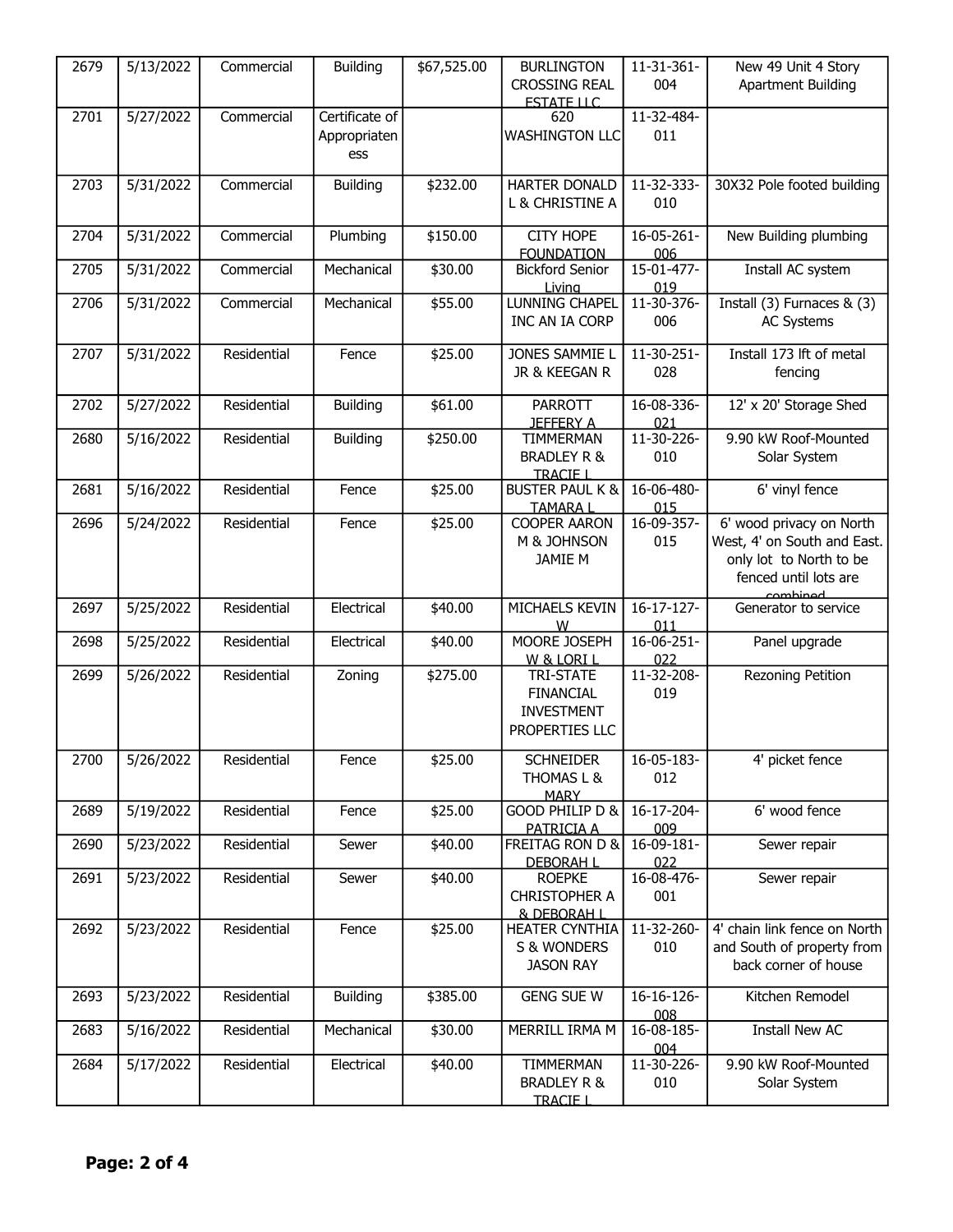| 2679 | 5/13/2022 | Commercial | Building | $67,525.00 | BURLINGTON CROSSING REAL ESTATE LLC | 11-31-361-004 | New 49 Unit 4 Story Apartment Building |
|---|---|---|---|---|---|---|---|
| 2701 | 5/27/2022 | Commercial | Certificate of Appropriateness | | 620 WASHINGTON LLC | 11-32-484-011 | |
| 2703 | 5/31/2022 | Commercial | Building | $232.00 | HARTER DONALD L & CHRISTINE A | 11-32-333-010 | 30X32 Pole footed building |
| 2704 | 5/31/2022 | Commercial | Plumbing | $150.00 | CITY HOPE FOUNDATION | 16-05-261-006 | New Building plumbing |
| 2705 | 5/31/2022 | Commercial | Mechanical | $30.00 | Bickford Senior Living | 15-01-477-019 | Install AC system |
| 2706 | 5/31/2022 | Commercial | Mechanical | $55.00 | LUNNING CHAPEL INC AN IA CORP | 11-30-376-006 | Install (3) Furnaces & (3) AC Systems |
| 2707 | 5/31/2022 | Residential | Fence | $25.00 | JONES SAMMIE L JR & KEEGAN R | 11-30-251-028 | Install 173 lft of metal fencing |
| 2702 | 5/27/2022 | Residential | Building | $61.00 | PARROTT JEFFERY A | 16-08-336-021 | 12' x 20' Storage Shed |
| 2680 | 5/16/2022 | Residential | Building | $250.00 | TIMMERMAN BRADLEY R & TRACIE L | 11-30-226-010 | 9.90 kW Roof-Mounted Solar System |
| 2681 | 5/16/2022 | Residential | Fence | $25.00 | BUSTER PAUL K & TAMARA L | 16-06-480-015 | 6' vinyl fence |
| 2696 | 5/24/2022 | Residential | Fence | $25.00 | COOPER AARON M & JOHNSON JAMIE M | 16-09-357-015 | 6' wood privacy on North West, 4' on South and East. only lot to North to be fenced until lots are combined |
| 2697 | 5/25/2022 | Residential | Electrical | $40.00 | MICHAELS KEVIN W | 16-17-127-011 | Generator to service |
| 2698 | 5/25/2022 | Residential | Electrical | $40.00 | MOORE JOSEPH W & LORI L | 16-06-251-022 | Panel upgrade |
| 2699 | 5/26/2022 | Residential | Zoning | $275.00 | TRI-STATE FINANCIAL INVESTMENT PROPERTIES LLC | 11-32-208-019 | Rezoning Petition |
| 2700 | 5/26/2022 | Residential | Fence | $25.00 | SCHNEIDER THOMAS L & MARY | 16-05-183-012 | 4' picket fence |
| 2689 | 5/19/2022 | Residential | Fence | $25.00 | GOOD PHILIP D & PATRICIA A | 16-17-204-009 | 6' wood fence |
| 2690 | 5/23/2022 | Residential | Sewer | $40.00 | FREITAG RON D & DEBORAH L | 16-09-181-022 | Sewer repair |
| 2691 | 5/23/2022 | Residential | Sewer | $40.00 | ROEPKE CHRISTOPHER A & DEBORAH L | 16-08-476-001 | Sewer repair |
| 2692 | 5/23/2022 | Residential | Fence | $25.00 | HEATER CYNTHIA S & WONDERS JASON RAY | 11-32-260-010 | 4' chain link fence on North and South of property from back corner of house |
| 2693 | 5/23/2022 | Residential | Building | $385.00 | GENG SUE W | 16-16-126-008 | Kitchen Remodel |
| 2683 | 5/16/2022 | Residential | Mechanical | $30.00 | MERRILL IRMA M | 16-08-185-004 | Install New AC |
| 2684 | 5/17/2022 | Residential | Electrical | $40.00 | TIMMERMAN BRADLEY R & TRACIE L | 11-30-226-010 | 9.90 kW Roof-Mounted Solar System |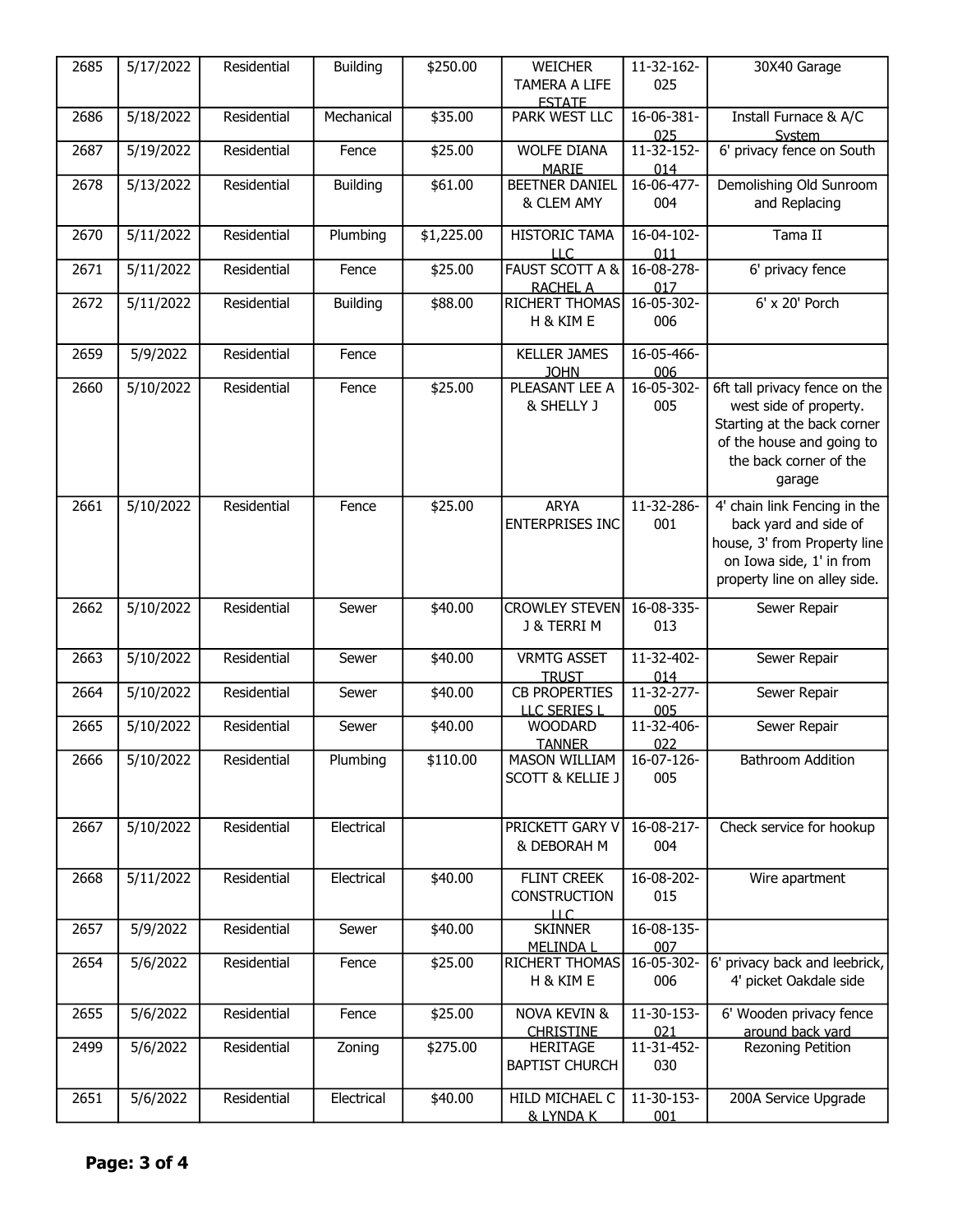| 2685 | 5/17/2022 | Residential | Building | $250.00 | WEICHER TAMERA A LIFE ESTATE | 11-32-162-025 | 30X40 Garage |
|---|---|---|---|---|---|---|---|
| 2686 | 5/18/2022 | Residential | Mechanical | $35.00 | PARK WEST LLC | 16-06-381-025 | Install Furnace & A/C System |
| 2687 | 5/19/2022 | Residential | Fence | $25.00 | WOLFE DIANA MARIE | 11-32-152-014 | 6' privacy fence on South |
| 2678 | 5/13/2022 | Residential | Building | $61.00 | BEETNER DANIEL & CLEM AMY | 16-06-477-004 | Demolishing Old Sunroom and Replacing |
| 2670 | 5/11/2022 | Residential | Plumbing | $1,225.00 | HISTORIC TAMA LLC | 16-04-102-011 | Tama II |
| 2671 | 5/11/2022 | Residential | Fence | $25.00 | FAUST SCOTT A & RACHEL A | 16-08-278-017 | 6' privacy fence |
| 2672 | 5/11/2022 | Residential | Building | $88.00 | RICHERT THOMAS H & KIM E | 16-05-302-006 | 6' x 20' Porch |
| 2659 | 5/9/2022 | Residential | Fence | | KELLER JAMES JOHN | 16-05-466-006 | |
| 2660 | 5/10/2022 | Residential | Fence | $25.00 | PLEASANT LEE A & SHELLY J | 16-05-302-005 | 6ft tall privacy fence on the west side of property. Starting at the back corner of the house and going to the back corner of the garage |
| 2661 | 5/10/2022 | Residential | Fence | $25.00 | ARYA ENTERPRISES INC | 11-32-286-001 | 4' chain link Fencing in the back yard and side of house, 3' from Property line on Iowa side, 1' in from property line on alley side. |
| 2662 | 5/10/2022 | Residential | Sewer | $40.00 | CROWLEY STEVEN J & TERRI M | 16-08-335-013 | Sewer Repair |
| 2663 | 5/10/2022 | Residential | Sewer | $40.00 | VRMTG ASSET TRUST | 11-32-402-014 | Sewer Repair |
| 2664 | 5/10/2022 | Residential | Sewer | $40.00 | CB PROPERTIES LLC SERIES L | 11-32-277-005 | Sewer Repair |
| 2665 | 5/10/2022 | Residential | Sewer | $40.00 | WOODARD TANNER | 11-32-406-022 | Sewer Repair |
| 2666 | 5/10/2022 | Residential | Plumbing | $110.00 | MASON WILLIAM SCOTT & KELLIE J | 16-07-126-005 | Bathroom Addition |
| 2667 | 5/10/2022 | Residential | Electrical | | PRICKETT GARY V & DEBORAH M | 16-08-217-004 | Check service for hookup |
| 2668 | 5/11/2022 | Residential | Electrical | $40.00 | FLINT CREEK CONSTRUCTION LLC | 16-08-202-015 | Wire apartment |
| 2657 | 5/9/2022 | Residential | Sewer | $40.00 | SKINNER MELINDA L | 16-08-135-007 | |
| 2654 | 5/6/2022 | Residential | Fence | $25.00 | RICHERT THOMAS H & KIM E | 16-05-302-006 | 6' privacy back and leebrick, 4' picket Oakdale side |
| 2655 | 5/6/2022 | Residential | Fence | $25.00 | NOVA KEVIN & CHRISTINE | 11-30-153-021 | 6' Wooden privacy fence around back yard |
| 2499 | 5/6/2022 | Residential | Zoning | $275.00 | HERITAGE BAPTIST CHURCH | 11-31-452-030 | Rezoning Petition |
| 2651 | 5/6/2022 | Residential | Electrical | $40.00 | HILD MICHAEL C & LYNDA K | 11-30-153-001 | 200A Service Upgrade |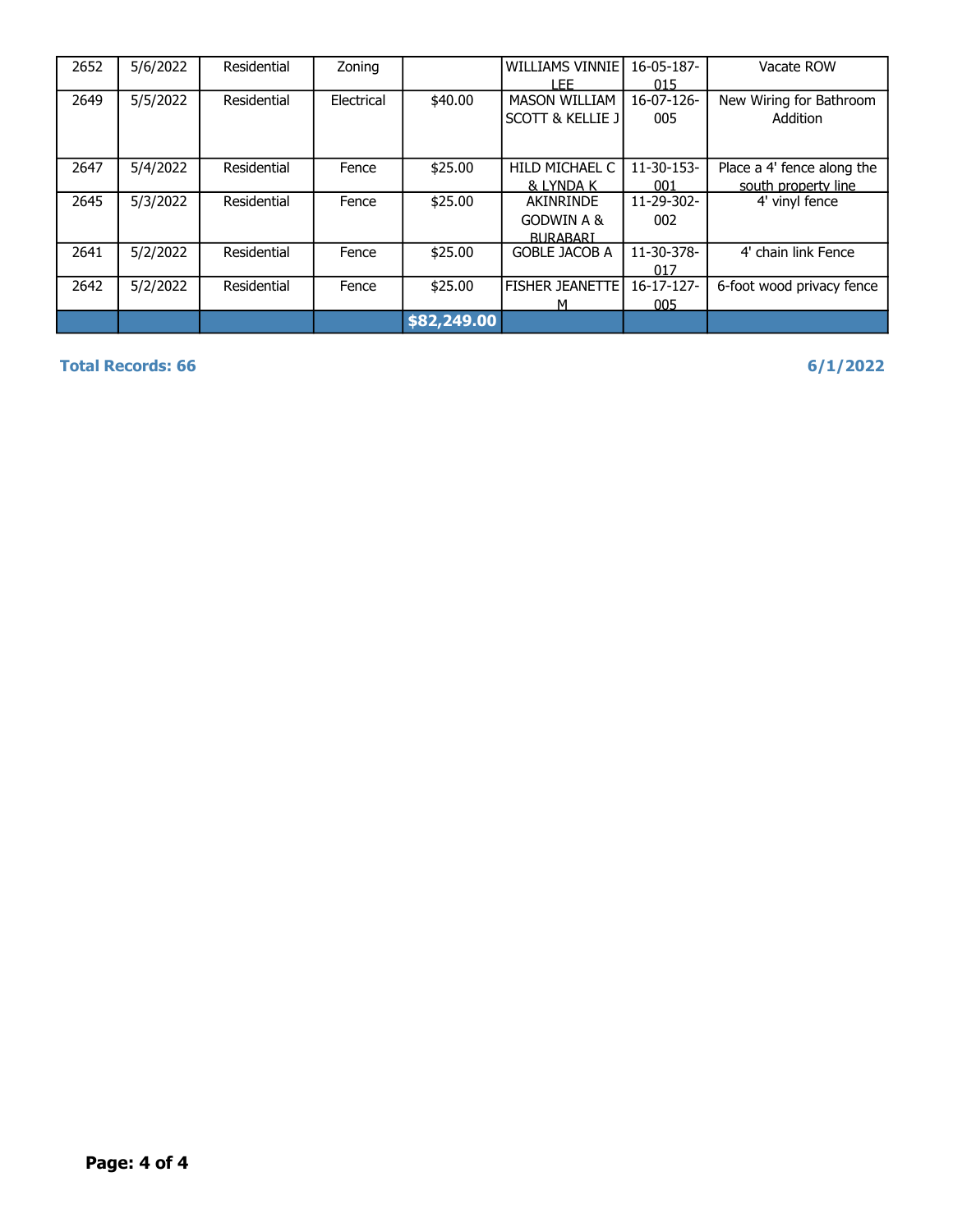| | | | | | | | |
|---|---|---|---|---|---|---|---|
| 2652 | 5/6/2022 | Residential | Zoning | | WILLIAMS VINNIE LEE | 16-05-187-015 | Vacate ROW |
| 2649 | 5/5/2022 | Residential | Electrical | $40.00 | MASON WILLIAM SCOTT & KELLIE J | 16-07-126-005 | New Wiring for Bathroom Addition |
| 2647 | 5/4/2022 | Residential | Fence | $25.00 | HILD MICHAEL C & LYNDA K | 11-30-153-001 | Place a 4' fence along the south property line |
| 2645 | 5/3/2022 | Residential | Fence | $25.00 | AKINRINDE GODWIN A & BURABARI | 11-29-302-002 | 4' vinyl fence |
| 2641 | 5/2/2022 | Residential | Fence | $25.00 | GOBLE JACOB A | 11-30-378-017 | 4' chain link Fence |
| 2642 | 5/2/2022 | Residential | Fence | $25.00 | FISHER JEANETTE M | 16-17-127-005 | 6-foot wood privacy fence |
| | | | | **$82,249.00** | | | |

**Total Records: 66**

**6/1/2022**